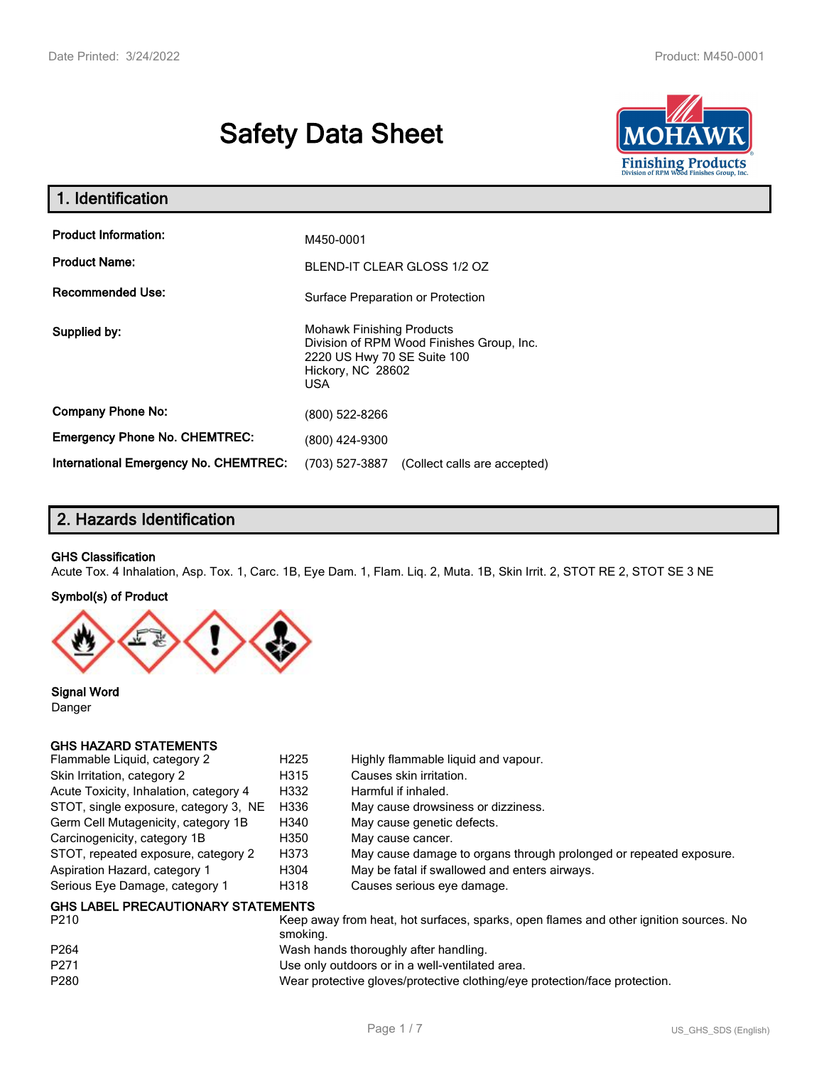# Safety Data Sheet

## 1. Identification

| | |
|---|---|
| **Product Information:** | M450-0001 |
| **Product Name:** | BLEND-IT CLEAR GLOSS 1/2 OZ |
| **Recommended Use:** | Surface Preparation or Protection |
| **Supplied by:** | Mohawk Finishing Products<br>Division of RPM Wood Finishes Group, Inc.<br>2220 US Hwy 70 SE Suite 100<br>Hickory, NC 28602<br>USA |
| **Company Phone No:** | (800) 522-8266 |
| **Emergency Phone No. CHEMTREC:** | (800) 424-9300 |
| **International Emergency No. CHEMTREC:** | (703) 527-3887 (Collect calls are accepted) |

## 2. Hazards Identification

**GHS Classification**

Acute Tox. 4 Inhalation, Asp. Tox. 1, Carc. 1B, Eye Dam. 1, Flam. Liq. 2, Muta. 1B, Skin Irrit. 2, STOT RE 2, STOT SE 3 NE

**Symbol(s) of Product**

**Signal Word**

Danger

**GHS HAZARD STATEMENTS**

| | | |
|---|---|---|
| Flammable Liquid, category 2 | H225 | Highly flammable liquid and vapour. |
| Skin Irritation, category 2 | H315 | Causes skin irritation. |
| Acute Toxicity, Inhalation, category 4 | H332 | Harmful if inhaled. |
| STOT, single exposure, category 3, NE | H336 | May cause drowsiness or dizziness. |
| Germ Cell Mutagenicity, category 1B | H340 | May cause genetic defects. |
| Carcinogenicity, category 1B | H350 | May cause cancer. |
| STOT, repeated exposure, category 2 | H373 | May cause damage to organs through prolonged or repeated exposure. |
| Aspiration Hazard, category 1 | H304 | May be fatal if swallowed and enters airways. |
| Serious Eye Damage, category 1 | H318 | Causes serious eye damage. |

**GHS LABEL PRECAUTIONARY STATEMENTS**

| | |
|---|---|
| P210 | Keep away from heat, hot surfaces, sparks, open flames and other ignition sources. No smoking. |
| P264 | Wash hands thoroughly after handling. |
| P271 | Use only outdoors or in a well-ventilated area. |
| P280 | Wear protective gloves/protective clothing/eye protection/face protection. |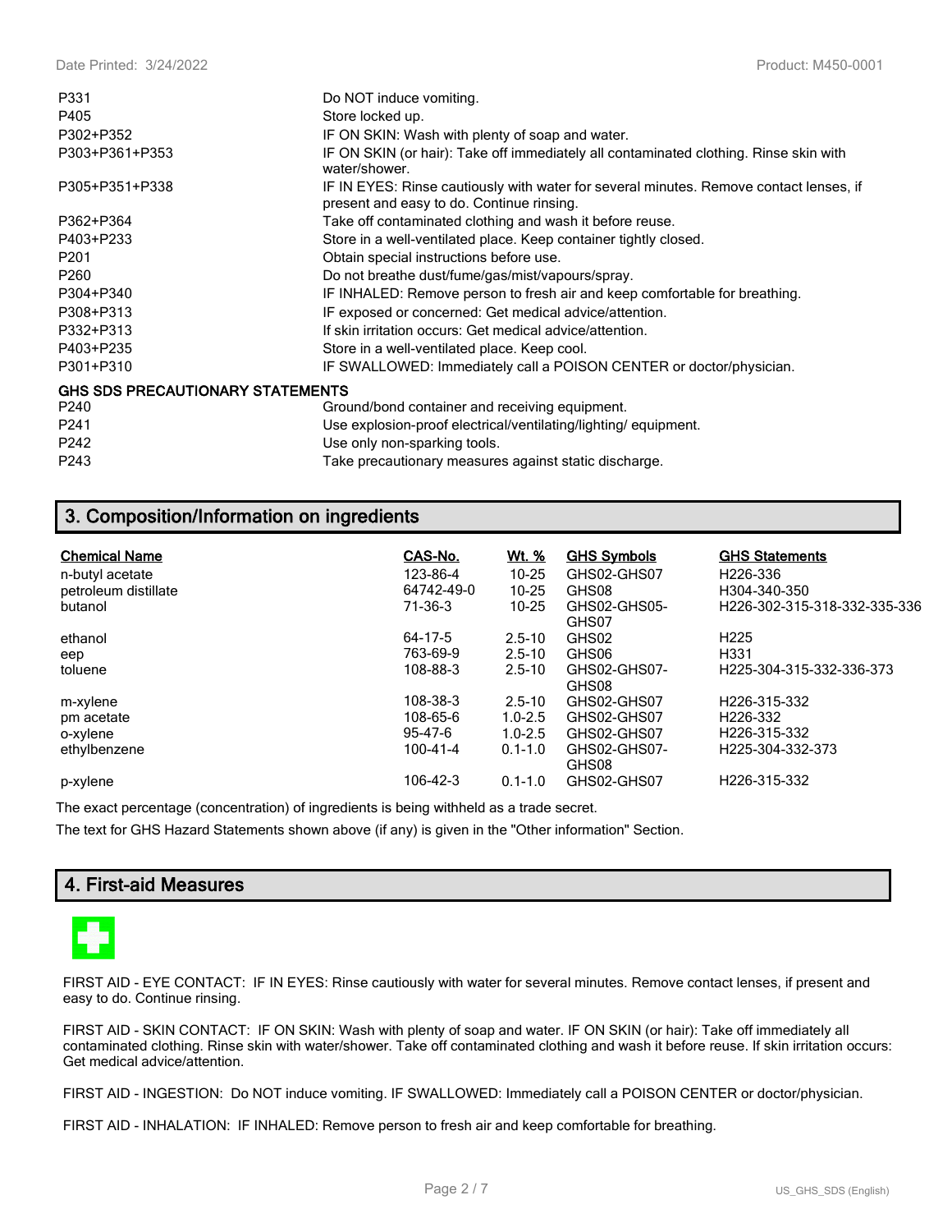| | |
|---|---|
| P331 | Do NOT induce vomiting. |
| P405 | Store locked up. |
| P302+P352 | IF ON SKIN: Wash with plenty of soap and water. |
| P303+P361+P353 | IF ON SKIN (or hair): Take off immediately all contaminated clothing. Rinse skin with water/shower. |
| P305+P351+P338 | IF IN EYES: Rinse cautiously with water for several minutes. Remove contact lenses, if present and easy to do. Continue rinsing. |
| P362+P364 | Take off contaminated clothing and wash it before reuse. |
| P403+P233 | Store in a well-ventilated place. Keep container tightly closed. |
| P201 | Obtain special instructions before use. |
| P260 | Do not breathe dust/fume/gas/mist/vapours/spray. |
| P304+P340 | IF INHALED: Remove person to fresh air and keep comfortable for breathing. |
| P308+P313 | IF exposed or concerned: Get medical advice/attention. |
| P332+P313 | If skin irritation occurs: Get medical advice/attention. |
| P403+P235 | Store in a well-ventilated place. Keep cool. |
| P301+P310 | IF SWALLOWED: Immediately call a POISON CENTER or doctor/physician. |

**GHS SDS PRECAUTIONARY STATEMENTS**

| | |
|---|---|
| P240 | Ground/bond container and receiving equipment. |
| P241 | Use explosion-proof electrical/ventilating/lighting/ equipment. |
| P242 | Use only non-sparking tools. |
| P243 | Take precautionary measures against static discharge. |

## 3. Composition/Information on ingredients

| Chemical Name | CAS-No. | Wt. % | GHS Symbols | GHS Statements |
|---|---|---|---|---|
| n-butyl acetate | 123-86-4 | 10-25 | GHS02-GHS07 | H226-336 |
| petroleum distillate | 64742-49-0 | 10-25 | GHS08 | H304-340-350 |
| butanol | 71-36-3 | 10-25 | GHS02-GHS05-GHS07 | H226-302-315-318-332-335-336 |
| ethanol | 64-17-5 | 2.5-10 | GHS02 | H225 |
| eep | 763-69-9 | 2.5-10 | GHS06 | H331 |
| toluene | 108-88-3 | 2.5-10 | GHS02-GHS07-GHS08 | H225-304-315-332-336-373 |
| m-xylene | 108-38-3 | 2.5-10 | GHS02-GHS07 | H226-315-332 |
| pm acetate | 108-65-6 | 1.0-2.5 | GHS02-GHS07 | H226-332 |
| o-xylene | 95-47-6 | 1.0-2.5 | GHS02-GHS07 | H226-315-332 |
| ethylbenzene | 100-41-4 | 0.1-1.0 | GHS02-GHS07-GHS08 | H225-304-332-373 |
| p-xylene | 106-42-3 | 0.1-1.0 | GHS02-GHS07 | H226-315-332 |

The exact percentage (concentration) of ingredients is being withheld as a trade secret.

The text for GHS Hazard Statements shown above (if any) is given in the "Other information" Section.

## 4. First-aid Measures

FIRST AID - EYE CONTACT: IF IN EYES: Rinse cautiously with water for several minutes. Remove contact lenses, if present and easy to do. Continue rinsing.

FIRST AID - SKIN CONTACT: IF ON SKIN: Wash with plenty of soap and water. IF ON SKIN (or hair): Take off immediately all contaminated clothing. Rinse skin with water/shower. Take off contaminated clothing and wash it before reuse. If skin irritation occurs: Get medical advice/attention.

FIRST AID - INGESTION: Do NOT induce vomiting. IF SWALLOWED: Immediately call a POISON CENTER or doctor/physician.

FIRST AID - INHALATION: IF INHALED: Remove person to fresh air and keep comfortable for breathing.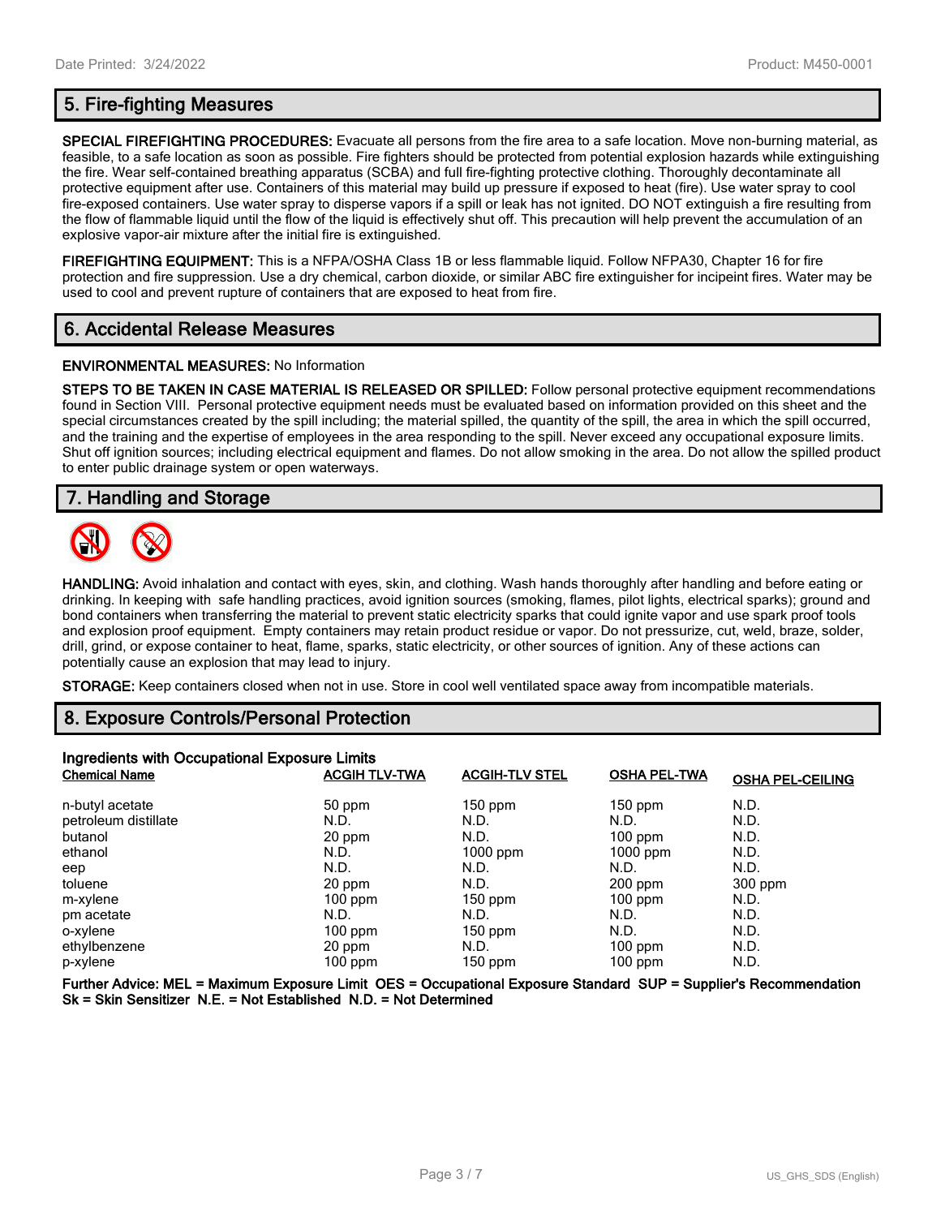## 5. Fire-fighting Measures

**SPECIAL FIREFIGHTING PROCEDURES:** Evacuate all persons from the fire area to a safe location. Move non-burning material, as feasible, to a safe location as soon as possible. Fire fighters should be protected from potential explosion hazards while extinguishing the fire. Wear self-contained breathing apparatus (SCBA) and full fire-fighting protective clothing. Thoroughly decontaminate all protective equipment after use. Containers of this material may build up pressure if exposed to heat (fire). Use water spray to cool fire-exposed containers. Use water spray to disperse vapors if a spill or leak has not ignited. DO NOT extinguish a fire resulting from the flow of flammable liquid until the flow of the liquid is effectively shut off. This precaution will help prevent the accumulation of an explosive vapor-air mixture after the initial fire is extinguished.

**FIREFIGHTING EQUIPMENT:** This is a NFPA/OSHA Class 1B or less flammable liquid. Follow NFPA30, Chapter 16 for fire protection and fire suppression. Use a dry chemical, carbon dioxide, or similar ABC fire extinguisher for incipeint fires. Water may be used to cool and prevent rupture of containers that are exposed to heat from fire.

## 6. Accidental Release Measures

**ENVIRONMENTAL MEASURES:** No Information

**STEPS TO BE TAKEN IN CASE MATERIAL IS RELEASED OR SPILLED:** Follow personal protective equipment recommendations found in Section VIII. Personal protective equipment needs must be evaluated based on information provided on this sheet and the special circumstances created by the spill including; the material spilled, the quantity of the spill, the area in which the spill occurred, and the training and the expertise of employees in the area responding to the spill. Never exceed any occupational exposure limits. Shut off ignition sources; including electrical equipment and flames. Do not allow smoking in the area. Do not allow the spilled product to enter public drainage system or open waterways.

## 7. Handling and Storage

**HANDLING:** Avoid inhalation and contact with eyes, skin, and clothing. Wash hands thoroughly after handling and before eating or drinking. In keeping with safe handling practices, avoid ignition sources (smoking, flames, pilot lights, electrical sparks); ground and bond containers when transferring the material to prevent static electricity sparks that could ignite vapor and use spark proof tools and explosion proof equipment. Empty containers may retain product residue or vapor. Do not pressurize, cut, weld, braze, solder, drill, grind, or expose container to heat, flame, sparks, static electricity, or other sources of ignition. Any of these actions can potentially cause an explosion that may lead to injury.

**STORAGE:** Keep containers closed when not in use. Store in cool well ventilated space away from incompatible materials.

## 8. Exposure Controls/Personal Protection

**Ingredients with Occupational Exposure Limits**

| Chemical Name | ACGIH TLV-TWA | ACGIH-TLV STEL | OSHA PEL-TWA | OSHA PEL-CEILING |
|---|---|---|---|---|
| n-butyl acetate | 50 ppm | 150 ppm | 150 ppm | N.D. |
| petroleum distillate | N.D. | N.D. | N.D. | N.D. |
| butanol | 20 ppm | N.D. | 100 ppm | N.D. |
| ethanol | N.D. | 1000 ppm | 1000 ppm | N.D. |
| eep | N.D. | N.D. | N.D. | N.D. |
| toluene | 20 ppm | N.D. | 200 ppm | 300 ppm |
| m-xylene | 100 ppm | 150 ppm | 100 ppm | N.D. |
| pm acetate | N.D. | N.D. | N.D. | N.D. |
| o-xylene | 100 ppm | 150 ppm | N.D. | N.D. |
| ethylbenzene | 20 ppm | N.D. | 100 ppm | N.D. |
| p-xylene | 100 ppm | 150 ppm | 100 ppm | N.D. |

**Further Advice: MEL = Maximum Exposure Limit OES = Occupational Exposure Standard SUP = Supplier's Recommendation Sk = Skin Sensitizer N.E. = Not Established N.D. = Not Determined**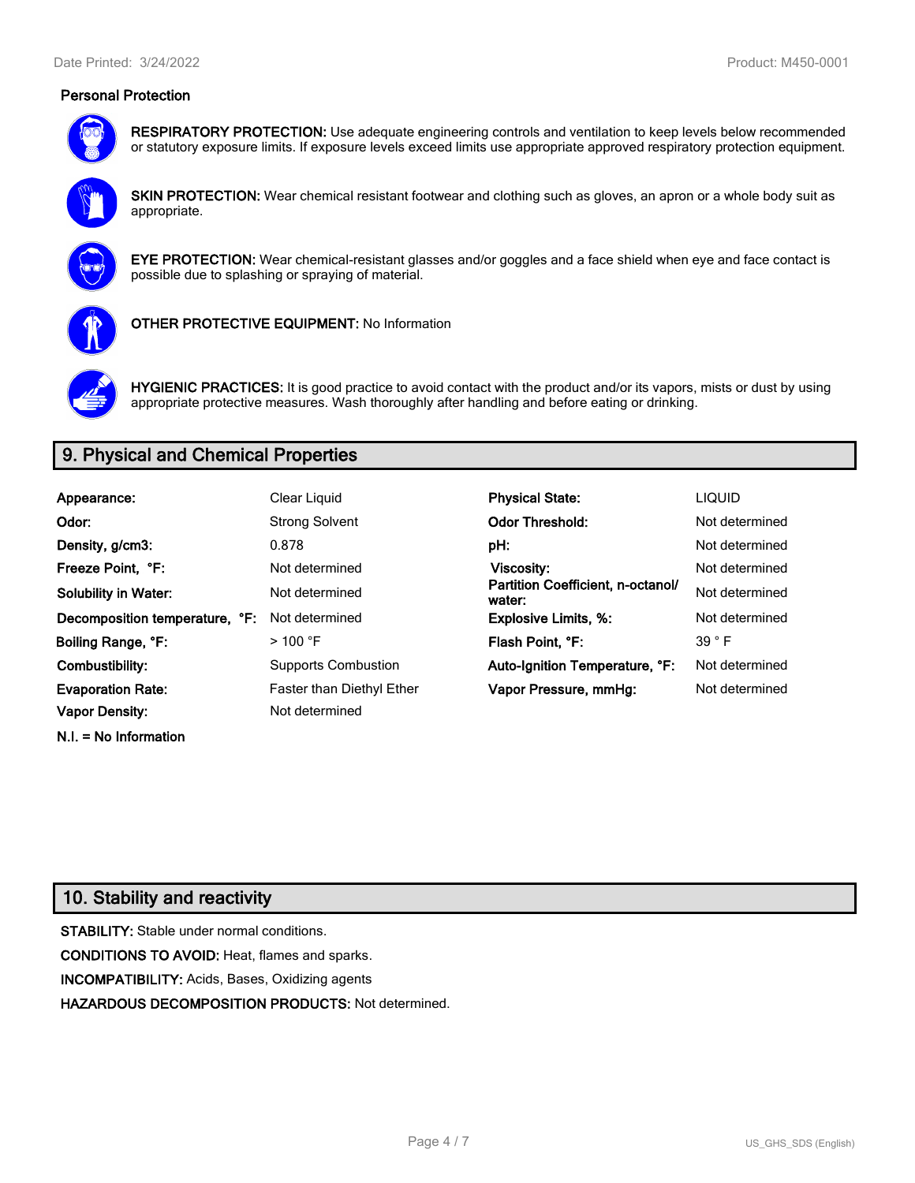### Personal Protection

**RESPIRATORY PROTECTION:** Use adequate engineering controls and ventilation to keep levels below recommended or statutory exposure limits. If exposure levels exceed limits use appropriate approved respiratory protection equipment.

**SKIN PROTECTION:** Wear chemical resistant footwear and clothing such as gloves, an apron or a whole body suit as appropriate.

**EYE PROTECTION:** Wear chemical-resistant glasses and/or goggles and a face shield when eye and face contact is possible due to splashing or spraying of material.

**OTHER PROTECTIVE EQUIPMENT:** No Information

**HYGIENIC PRACTICES:** It is good practice to avoid contact with the product and/or its vapors, mists or dust by using appropriate protective measures. Wash thoroughly after handling and before eating or drinking.

## 9. Physical and Chemical Properties

| | | | |
|---|---|---|---|
| **Appearance:** | Clear Liquid | **Physical State:** | LIQUID |
| **Odor:** | Strong Solvent | **Odor Threshold:** | Not determined |
| **Density, g/cm3:** | 0.878 | **pH:** | Not determined |
| **Freeze Point, °F:** | Not determined | **Viscosity:** | Not determined |
| **Solubility in Water:** | Not determined | **Partition Coefficient, n-octanol/ water:** | Not determined |
| **Decomposition temperature, °F:** | Not determined | **Explosive Limits, %:** | Not determined |
| **Boiling Range, °F:** | > 100 °F | **Flash Point, °F:** | 39 ° F |
| **Combustibility:** | Supports Combustion | **Auto-Ignition Temperature, °F:** | Not determined |
| **Evaporation Rate:** | Faster than Diethyl Ether | **Vapor Pressure, mmHg:** | Not determined |
| **Vapor Density:** | Not determined | | |

**N.I. = No Information**

## 10. Stability and reactivity

**STABILITY:** Stable under normal conditions.

**CONDITIONS TO AVOID:** Heat, flames and sparks.

**INCOMPATIBILITY:** Acids, Bases, Oxidizing agents

**HAZARDOUS DECOMPOSITION PRODUCTS:** Not determined.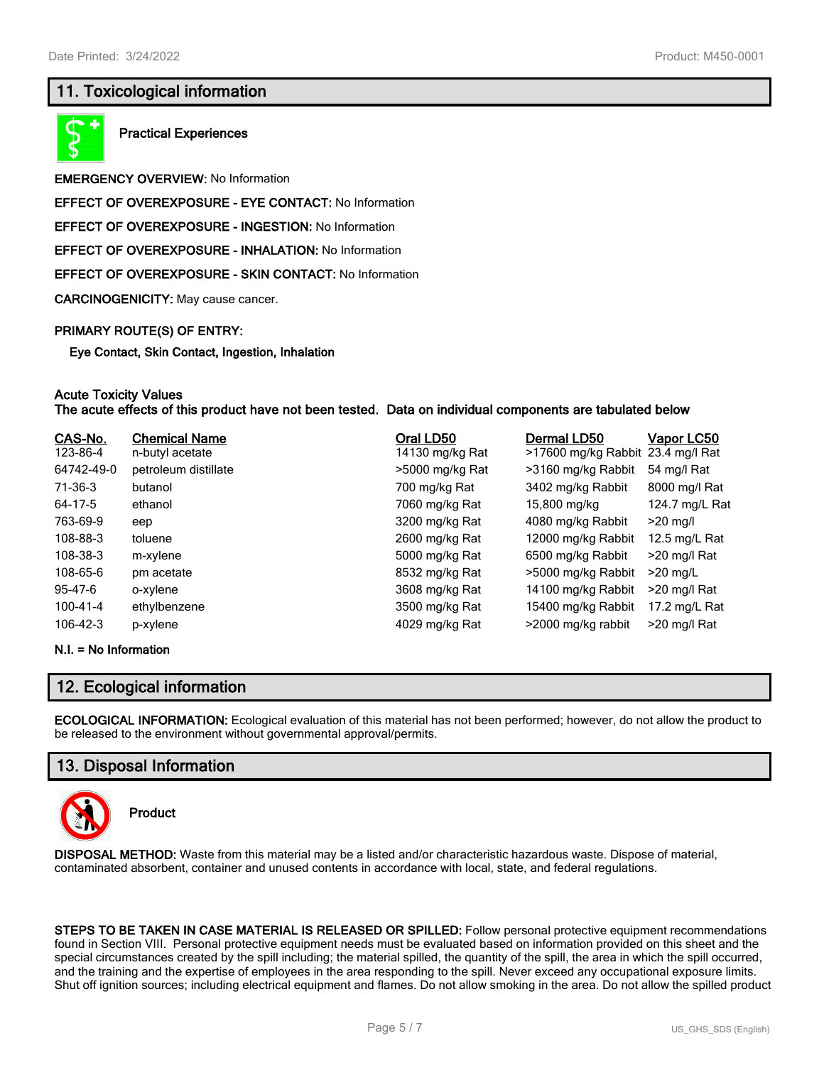## 11. Toxicological information

**Practical Experiences**

**EMERGENCY OVERVIEW:** No Information

**EFFECT OF OVEREXPOSURE - EYE CONTACT:** No Information

**EFFECT OF OVEREXPOSURE - INGESTION:** No Information

**EFFECT OF OVEREXPOSURE - INHALATION:** No Information

**EFFECT OF OVEREXPOSURE - SKIN CONTACT:** No Information

**CARCINOGENICITY:** May cause cancer.

**PRIMARY ROUTE(S) OF ENTRY:**

**Eye Contact, Skin Contact, Ingestion, Inhalation**

**Acute Toxicity Values**
**The acute effects of this product have not been tested. Data on individual components are tabulated below**

| CAS-No. | Chemical Name | Oral LD50 | Dermal LD50 | Vapor LC50 |
|---|---|---|---|---|
| 123-86-4 | n-butyl acetate | 14130 mg/kg Rat | >17600 mg/kg Rabbit | 23.4 mg/l Rat |
| 64742-49-0 | petroleum distillate | >5000 mg/kg Rat | >3160 mg/kg Rabbit | 54 mg/l Rat |
| 71-36-3 | butanol | 700 mg/kg Rat | 3402 mg/kg Rabbit | 8000 mg/l Rat |
| 64-17-5 | ethanol | 7060 mg/kg Rat | 15,800 mg/kg | 124.7 mg/L Rat |
| 763-69-9 | eep | 3200 mg/kg Rat | 4080 mg/kg Rabbit | >20 mg/l |
| 108-88-3 | toluene | 2600 mg/kg Rat | 12000 mg/kg Rabbit | 12.5 mg/L Rat |
| 108-38-3 | m-xylene | 5000 mg/kg Rat | 6500 mg/kg Rabbit | >20 mg/l Rat |
| 108-65-6 | pm acetate | 8532 mg/kg Rat | >5000 mg/kg Rabbit | >20 mg/L |
| 95-47-6 | o-xylene | 3608 mg/kg Rat | 14100 mg/kg Rabbit | >20 mg/l Rat |
| 100-41-4 | ethylbenzene | 3500 mg/kg Rat | 15400 mg/kg Rabbit | 17.2 mg/L Rat |
| 106-42-3 | p-xylene | 4029 mg/kg Rat | >2000 mg/kg rabbit | >20 mg/l Rat |

**N.I. = No Information**

## 12. Ecological information

**ECOLOGICAL INFORMATION:** Ecological evaluation of this material has not been performed; however, do not allow the product to be released to the environment without governmental approval/permits.

## 13. Disposal Information

**Product**

**DISPOSAL METHOD:** Waste from this material may be a listed and/or characteristic hazardous waste. Dispose of material, contaminated absorbent, container and unused contents in accordance with local, state, and federal regulations.

**STEPS TO BE TAKEN IN CASE MATERIAL IS RELEASED OR SPILLED:** Follow personal protective equipment recommendations found in Section VIII. Personal protective equipment needs must be evaluated based on information provided on this sheet and the special circumstances created by the spill including; the material spilled, the quantity of the spill, the area in which the spill occurred, and the training and the expertise of employees in the area responding to the spill. Never exceed any occupational exposure limits. Shut off ignition sources; including electrical equipment and flames. Do not allow smoking in the area. Do not allow the spilled product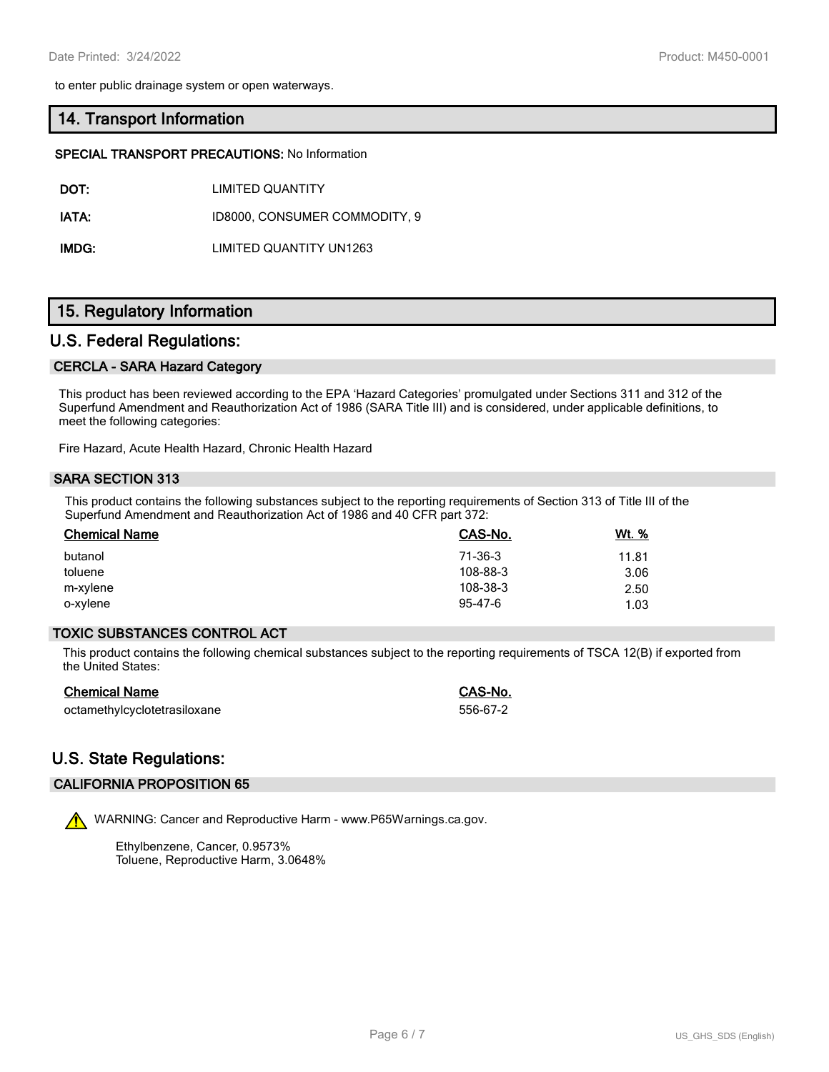to enter public drainage system or open waterways.

## 14. Transport Information

**SPECIAL TRANSPORT PRECAUTIONS:** No Information

| | |
|---|---|
| **DOT:** | LIMITED QUANTITY |
| **IATA:** | ID8000, CONSUMER COMMODITY, 9 |
| **IMDG:** | LIMITED QUANTITY UN1263 |

## 15. Regulatory Information

## U.S. Federal Regulations:

### CERCLA - SARA Hazard Category

This product has been reviewed according to the EPA 'Hazard Categories' promulgated under Sections 311 and 312 of the Superfund Amendment and Reauthorization Act of 1986 (SARA Title III) and is considered, under applicable definitions, to meet the following categories:

Fire Hazard, Acute Health Hazard, Chronic Health Hazard

### SARA SECTION 313

This product contains the following substances subject to the reporting requirements of Section 313 of Title III of the Superfund Amendment and Reauthorization Act of 1986 and 40 CFR part 372:

| Chemical Name | CAS-No. | Wt. % |
|---|---|---|
| butanol | 71-36-3 | 11.81 |
| toluene | 108-88-3 | 3.06 |
| m-xylene | 108-38-3 | 2.50 |
| o-xylene | 95-47-6 | 1.03 |

### TOXIC SUBSTANCES CONTROL ACT

This product contains the following chemical substances subject to the reporting requirements of TSCA 12(B) if exported from the United States:

| Chemical Name | CAS-No. |
|---|---|
| octamethylcyclotetrasiloxane | 556-67-2 |

## U.S. State Regulations:

### CALIFORNIA PROPOSITION 65

WARNING: Cancer and Reproductive Harm - www.P65Warnings.ca.gov.

Ethylbenzene, Cancer, 0.9573%
Toluene, Reproductive Harm, 3.0648%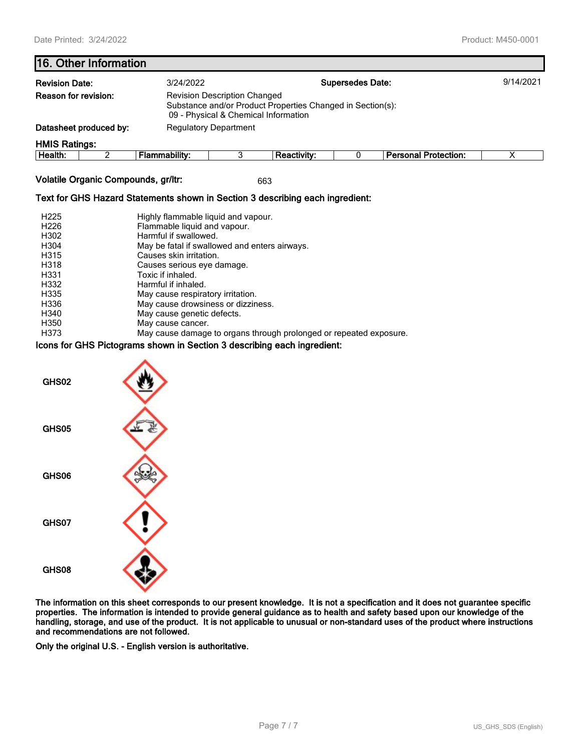## 16. Other Information

| | | | |
|---|---|---|---|
| **Revision Date:** | 3/24/2022 | **Supersedes Date:** | 9/14/2021 |
| **Reason for revision:** | Revision Description Changed<br>Substance and/or Product Properties Changed in Section(s):<br>09 - Physical & Chemical Information | | |
| **Datasheet produced by:** | Regulatory Department | | |

**HMIS Ratings:**

| | | | | | | | |
|---|---|---|---|---|---|---|---|
| **Health:** | 2 | **Flammability:** | 3 | **Reactivity:** | 0 | **Personal Protection:** | X |

**Volatile Organic Compounds, gr/ltr:** 663

**Text for GHS Hazard Statements shown in Section 3 describing each ingredient:**

| | |
|---|---|
| H225 | Highly flammable liquid and vapour. |
| H226 | Flammable liquid and vapour. |
| H302 | Harmful if swallowed. |
| H304 | May be fatal if swallowed and enters airways. |
| H315 | Causes skin irritation. |
| H318 | Causes serious eye damage. |
| H331 | Toxic if inhaled. |
| H332 | Harmful if inhaled. |
| H335 | May cause respiratory irritation. |
| H336 | May cause drowsiness or dizziness. |
| H340 | May cause genetic defects. |
| H350 | May cause cancer. |
| H373 | May cause damage to organs through prolonged or repeated exposure. |

**Icons for GHS Pictograms shown in Section 3 describing each ingredient:**

GHS02

GHS05

GHS06

GHS07

GHS08

**The information on this sheet corresponds to our present knowledge. It is not a specification and it does not guarantee specific properties. The information is intended to provide general guidance as to health and safety based upon our knowledge of the handling, storage, and use of the product. It is not applicable to unusual or non-standard uses of the product where instructions and recommendations are not followed.**

**Only the original U.S. - English version is authoritative.**